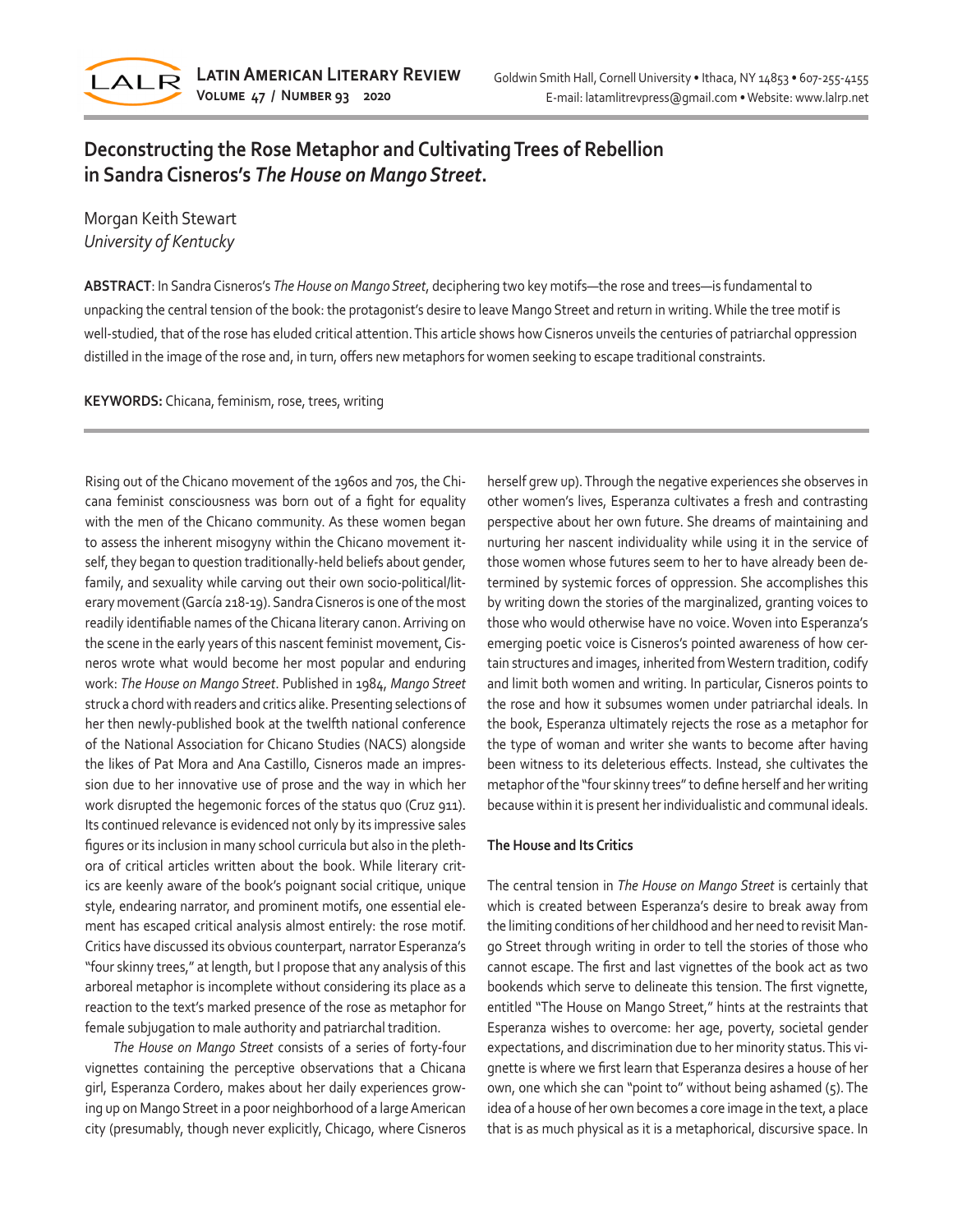# Deconstructing the Rose Metaphor and Cultivating Trees of Rebellion in Sandra Cisneros's *The House on Mango Street*.

Morgan Keith Stewart
*University of Kentucky*

**ABSTRACT**: In Sandra Cisneros's *The House on Mango Street*, deciphering two key motifs—the rose and trees—is fundamental to unpacking the central tension of the book: the protagonist's desire to leave Mango Street and return in writing. While the tree motif is well-studied, that of the rose has eluded critical attention. This article shows how Cisneros unveils the centuries of patriarchal oppression distilled in the image of the rose and, in turn, offers new metaphors for women seeking to escape traditional constraints.

**KEYWORDS:** Chicana, feminism, rose, trees, writing

Rising out of the Chicano movement of the 1960s and 70s, the Chicana feminist consciousness was born out of a fight for equality with the men of the Chicano community. As these women began to assess the inherent misogyny within the Chicano movement itself, they began to question traditionally-held beliefs about gender, family, and sexuality while carving out their own socio-political/literary movement (García 218-19). Sandra Cisneros is one of the most readily identifiable names of the Chicana literary canon. Arriving on the scene in the early years of this nascent feminist movement, Cisneros wrote what would become her most popular and enduring work: *The House on Mango Street*. Published in 1984, *Mango Street* struck a chord with readers and critics alike. Presenting selections of her then newly-published book at the twelfth national conference of the National Association for Chicano Studies (NACS) alongside the likes of Pat Mora and Ana Castillo, Cisneros made an impression due to her innovative use of prose and the way in which her work disrupted the hegemonic forces of the status quo (Cruz 911). Its continued relevance is evidenced not only by its impressive sales figures or its inclusion in many school curricula but also in the plethora of critical articles written about the book. While literary critics are keenly aware of the book's poignant social critique, unique style, endearing narrator, and prominent motifs, one essential element has escaped critical analysis almost entirely: the rose motif. Critics have discussed its obvious counterpart, narrator Esperanza's "four skinny trees," at length, but I propose that any analysis of this arboreal metaphor is incomplete without considering its place as a reaction to the text's marked presence of the rose as metaphor for female subjugation to male authority and patriarchal tradition.

*The House on Mango Street* consists of a series of forty-four vignettes containing the perceptive observations that a Chicana girl, Esperanza Cordero, makes about her daily experiences growing up on Mango Street in a poor neighborhood of a large American city (presumably, though never explicitly, Chicago, where Cisneros herself grew up). Through the negative experiences she observes in other women's lives, Esperanza cultivates a fresh and contrasting perspective about her own future. She dreams of maintaining and nurturing her nascent individuality while using it in the service of those women whose futures seem to her to have already been determined by systemic forces of oppression. She accomplishes this by writing down the stories of the marginalized, granting voices to those who would otherwise have no voice. Woven into Esperanza's emerging poetic voice is Cisneros's pointed awareness of how certain structures and images, inherited from Western tradition, codify and limit both women and writing. In particular, Cisneros points to the rose and how it subsumes women under patriarchal ideals. In the book, Esperanza ultimately rejects the rose as a metaphor for the type of woman and writer she wants to become after having been witness to its deleterious effects. Instead, she cultivates the metaphor of the "four skinny trees" to define herself and her writing because within it is present her individualistic and communal ideals.

### The House and Its Critics

The central tension in *The House on Mango Street* is certainly that which is created between Esperanza's desire to break away from the limiting conditions of her childhood and her need to revisit Mango Street through writing in order to tell the stories of those who cannot escape. The first and last vignettes of the book act as two bookends which serve to delineate this tension. The first vignette, entitled "The House on Mango Street," hints at the restraints that Esperanza wishes to overcome: her age, poverty, societal gender expectations, and discrimination due to her minority status. This vignette is where we first learn that Esperanza desires a house of her own, one which she can "point to" without being ashamed (5). The idea of a house of her own becomes a core image in the text, a place that is as much physical as it is a metaphorical, discursive space. In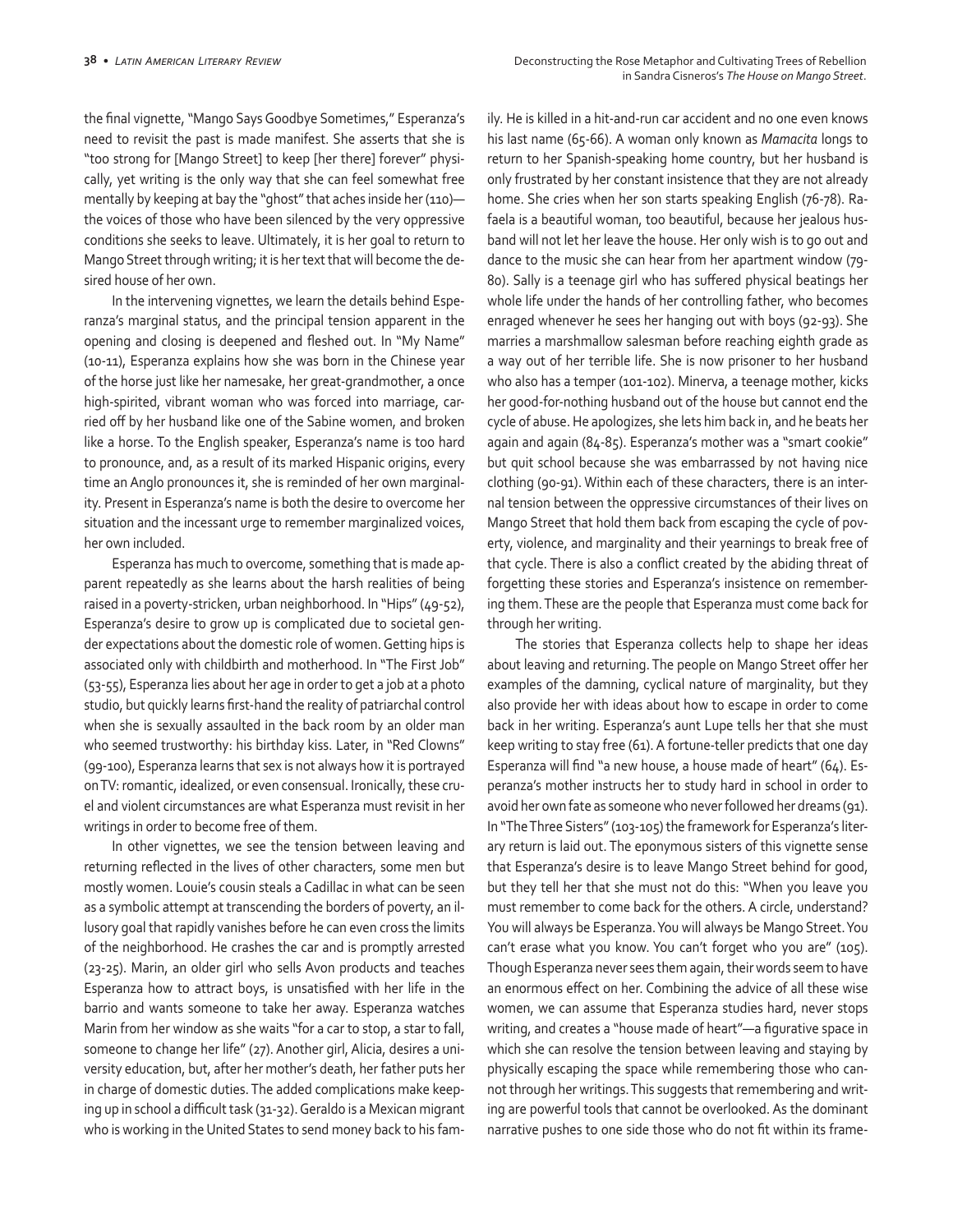the final vignette, "Mango Says Goodbye Sometimes," Esperanza's need to revisit the past is made manifest. She asserts that she is "too strong for [Mango Street] to keep [her there] forever" physically, yet writing is the only way that she can feel somewhat free mentally by keeping at bay the "ghost" that aches inside her (110)—the voices of those who have been silenced by the very oppressive conditions she seeks to leave. Ultimately, it is her goal to return to Mango Street through writing; it is her text that will become the desired house of her own.

In the intervening vignettes, we learn the details behind Esperanza's marginal status, and the principal tension apparent in the opening and closing is deepened and fleshed out. In "My Name" (10-11), Esperanza explains how she was born in the Chinese year of the horse just like her namesake, her great-grandmother, a once high-spirited, vibrant woman who was forced into marriage, carried off by her husband like one of the Sabine women, and broken like a horse. To the English speaker, Esperanza's name is too hard to pronounce, and, as a result of its marked Hispanic origins, every time an Anglo pronounces it, she is reminded of her own marginality. Present in Esperanza's name is both the desire to overcome her situation and the incessant urge to remember marginalized voices, her own included.

Esperanza has much to overcome, something that is made apparent repeatedly as she learns about the harsh realities of being raised in a poverty-stricken, urban neighborhood. In "Hips" (49-52), Esperanza's desire to grow up is complicated due to societal gender expectations about the domestic role of women. Getting hips is associated only with childbirth and motherhood. In "The First Job" (53-55), Esperanza lies about her age in order to get a job at a photo studio, but quickly learns first-hand the reality of patriarchal control when she is sexually assaulted in the back room by an older man who seemed trustworthy: his birthday kiss. Later, in "Red Clowns" (99-100), Esperanza learns that sex is not always how it is portrayed on TV: romantic, idealized, or even consensual. Ironically, these cruel and violent circumstances are what Esperanza must revisit in her writings in order to become free of them.

In other vignettes, we see the tension between leaving and returning reflected in the lives of other characters, some men but mostly women. Louie's cousin steals a Cadillac in what can be seen as a symbolic attempt at transcending the borders of poverty, an illusory goal that rapidly vanishes before he can even cross the limits of the neighborhood. He crashes the car and is promptly arrested (23-25). Marin, an older girl who sells Avon products and teaches Esperanza how to attract boys, is unsatisfied with her life in the barrio and wants someone to take her away. Esperanza watches Marin from her window as she waits "for a car to stop, a star to fall, someone to change her life" (27). Another girl, Alicia, desires a university education, but, after her mother's death, her father puts her in charge of domestic duties. The added complications make keeping up in school a difficult task (31-32). Geraldo is a Mexican migrant who is working in the United States to send money back to his family. He is killed in a hit-and-run car accident and no one even knows his last name (65-66). A woman only known as *Mamacita* longs to return to her Spanish-speaking home country, but her husband is only frustrated by her constant insistence that they are not already home. She cries when her son starts speaking English (76-78). Rafaela is a beautiful woman, too beautiful, because her jealous husband will not let her leave the house. Her only wish is to go out and dance to the music she can hear from her apartment window (79-80). Sally is a teenage girl who has suffered physical beatings her whole life under the hands of her controlling father, who becomes enraged whenever he sees her hanging out with boys (92-93). She marries a marshmallow salesman before reaching eighth grade as a way out of her terrible life. She is now prisoner to her husband who also has a temper (101-102). Minerva, a teenage mother, kicks her good-for-nothing husband out of the house but cannot end the cycle of abuse. He apologizes, she lets him back in, and he beats her again and again (84-85). Esperanza's mother was a "smart cookie" but quit school because she was embarrassed by not having nice clothing (90-91). Within each of these characters, there is an internal tension between the oppressive circumstances of their lives on Mango Street that hold them back from escaping the cycle of poverty, violence, and marginality and their yearnings to break free of that cycle. There is also a conflict created by the abiding threat of forgetting these stories and Esperanza's insistence on remembering them. These are the people that Esperanza must come back for through her writing.

The stories that Esperanza collects help to shape her ideas about leaving and returning. The people on Mango Street offer her examples of the damning, cyclical nature of marginality, but they also provide her with ideas about how to escape in order to come back in her writing. Esperanza's aunt Lupe tells her that she must keep writing to stay free (61). A fortune-teller predicts that one day Esperanza will find "a new house, a house made of heart" (64). Esperanza's mother instructs her to study hard in school in order to avoid her own fate as someone who never followed her dreams (91). In "The Three Sisters" (103-105) the framework for Esperanza's literary return is laid out. The eponymous sisters of this vignette sense that Esperanza's desire is to leave Mango Street behind for good, but they tell her that she must not do this: "When you leave you must remember to come back for the others. A circle, understand? You will always be Esperanza. You will always be Mango Street. You can't erase what you know. You can't forget who you are" (105). Though Esperanza never sees them again, their words seem to have an enormous effect on her. Combining the advice of all these wise women, we can assume that Esperanza studies hard, never stops writing, and creates a "house made of heart"—a figurative space in which she can resolve the tension between leaving and staying by physically escaping the space while remembering those who cannot through her writings. This suggests that remembering and writing are powerful tools that cannot be overlooked. As the dominant narrative pushes to one side those who do not fit within its frame-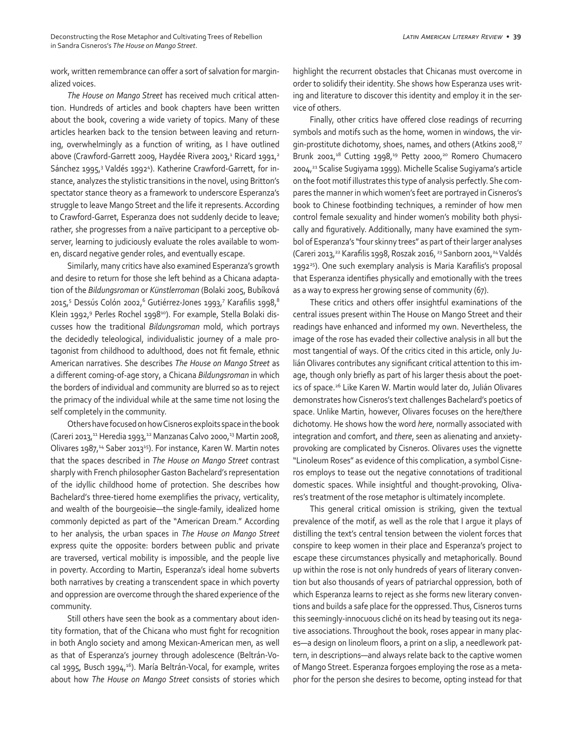work, written remembrance can offer a sort of salvation for marginalized voices.

*The House on Mango Street* has received much critical attention. Hundreds of articles and book chapters have been written about the book, covering a wide variety of topics. Many of these articles hearken back to the tension between leaving and returning, overwhelmingly as a function of writing, as I have outlined above (Crawford-Garrett 2009, Haydée Rivera 2003,[1] Ricard 1991,[2] Sánchez 1995,[3] Valdés 1992[4]). Katherine Crawford-Garrett, for instance, analyzes the stylistic transitions in the novel, using Britton's spectator stance theory as a framework to underscore Esperanza's struggle to leave Mango Street and the life it represents. According to Crawford-Garret, Esperanza does not suddenly decide to leave; rather, she progresses from a naïve participant to a perceptive observer, learning to judiciously evaluate the roles available to women, discard negative gender roles, and eventually escape.

Similarly, many critics have also examined Esperanza's growth and desire to return for those she left behind as a Chicana adaptation of the *Bildungsroman* or *Künstlerroman* (Bolaki 2005, Bubíková 2015,[5] Dessús Colón 2002,[6] Gutiérrez-Jones 1993,[7] Karafilis 1998,[8] Klein 1992,[9] Perles Rochel 1998[10]). For example, Stella Bolaki discusses how the traditional *Bildungsroman* mold, which portrays the decidedly teleological, individualistic journey of a male protagonist from childhood to adulthood, does not fit female, ethnic American narratives. She describes *The House on Mango Street* as a different coming-of-age story, a Chicana *Bildungsroman* in which the borders of individual and community are blurred so as to reject the primacy of the individual while at the same time not losing the self completely in the community.

Others have focused on how Cisneros exploits space in the book (Careri 2013,[11] Heredia 1993,[12] Manzanas Calvo 2000,[13] Martin 2008, Olivares 1987,[14] Saber 2013[15]). For instance, Karen W. Martin notes that the spaces described in *The House on Mango Street* contrast sharply with French philosopher Gaston Bachelard's representation of the idyllic childhood home of protection. She describes how Bachelard's three-tiered home exemplifies the privacy, verticality, and wealth of the bourgeoisie—the single-family, idealized home commonly depicted as part of the "American Dream." According to her analysis, the urban spaces in *The House on Mango Street* express quite the opposite: borders between public and private are traversed, vertical mobility is impossible, and the people live in poverty. According to Martin, Esperanza's ideal home subverts both narratives by creating a transcendent space in which poverty and oppression are overcome through the shared experience of the community.

Still others have seen the book as a commentary about identity formation, that of the Chicana who must fight for recognition in both Anglo society and among Mexican-American men, as well as that of Esperanza's journey through adolescence (Beltrán-Vocal 1995, Busch 1994,[16]). María Beltrán-Vocal, for example, writes about how *The House on Mango Street* consists of stories which highlight the recurrent obstacles that Chicanas must overcome in order to solidify their identity. She shows how Esperanza uses writing and literature to discover this identity and employ it in the service of others.

Finally, other critics have offered close readings of recurring symbols and motifs such as the home, women in windows, the virgin-prostitute dichotomy, shoes, names, and others (Atkins 2008,[17] Brunk 2001,[18] Cutting 1998,[19] Petty 2000,[20] Romero Chumacero 2004,[21] Scalise Sugiyama 1999). Michelle Scalise Sugiyama's article on the foot motif illustrates this type of analysis perfectly. She compares the manner in which women's feet are portrayed in Cisneros's book to Chinese footbinding techniques, a reminder of how men control female sexuality and hinder women's mobility both physically and figuratively. Additionally, many have examined the symbol of Esperanza's "four skinny trees" as part of their larger analyses (Careri 2013,[22] Karafilis 1998, Roszak 2016, [23] Sanborn 2001,[24] Valdés 1992[25]). One such exemplary analysis is Maria Karafilis's proposal that Esperanza identifies physically and emotionally with the trees as a way to express her growing sense of community (67).

These critics and others offer insightful examinations of the central issues present within The House on Mango Street and their readings have enhanced and informed my own. Nevertheless, the image of the rose has evaded their collective analysis in all but the most tangential of ways. Of the critics cited in this article, only Julián Olivares contributes any significant critical attention to this image, though only briefly as part of his larger thesis about the poetics of space.[26] Like Karen W. Martin would later do, Julián Olivares demonstrates how Cisneros's text challenges Bachelard's poetics of space. Unlike Martin, however, Olivares focuses on the here/there dichotomy. He shows how the word *here*, normally associated with integration and comfort, and *there*, seen as alienating and anxiety-provoking are complicated by Cisneros. Olivares uses the vignette "Linoleum Roses" as evidence of this complication, a symbol Cisneros employs to tease out the negative connotations of traditional domestic spaces. While insightful and thought-provoking, Olivares's treatment of the rose metaphor is ultimately incomplete.

This general critical omission is striking, given the textual prevalence of the motif, as well as the role that I argue it plays of distilling the text's central tension between the violent forces that conspire to keep women in their place and Esperanza's project to escape these circumstances physically and metaphorically. Bound up within the rose is not only hundreds of years of literary convention but also thousands of years of patriarchal oppression, both of which Esperanza learns to reject as she forms new literary conventions and builds a safe place for the oppressed. Thus, Cisneros turns this seemingly-innocuous cliché on its head by teasing out its negative associations. Throughout the book, roses appear in many places—a design on linoleum floors, a print on a slip, a needlework pattern, in descriptions—and always relate back to the captive women of Mango Street. Esperanza forgoes employing the rose as a metaphor for the person she desires to become, opting instead for that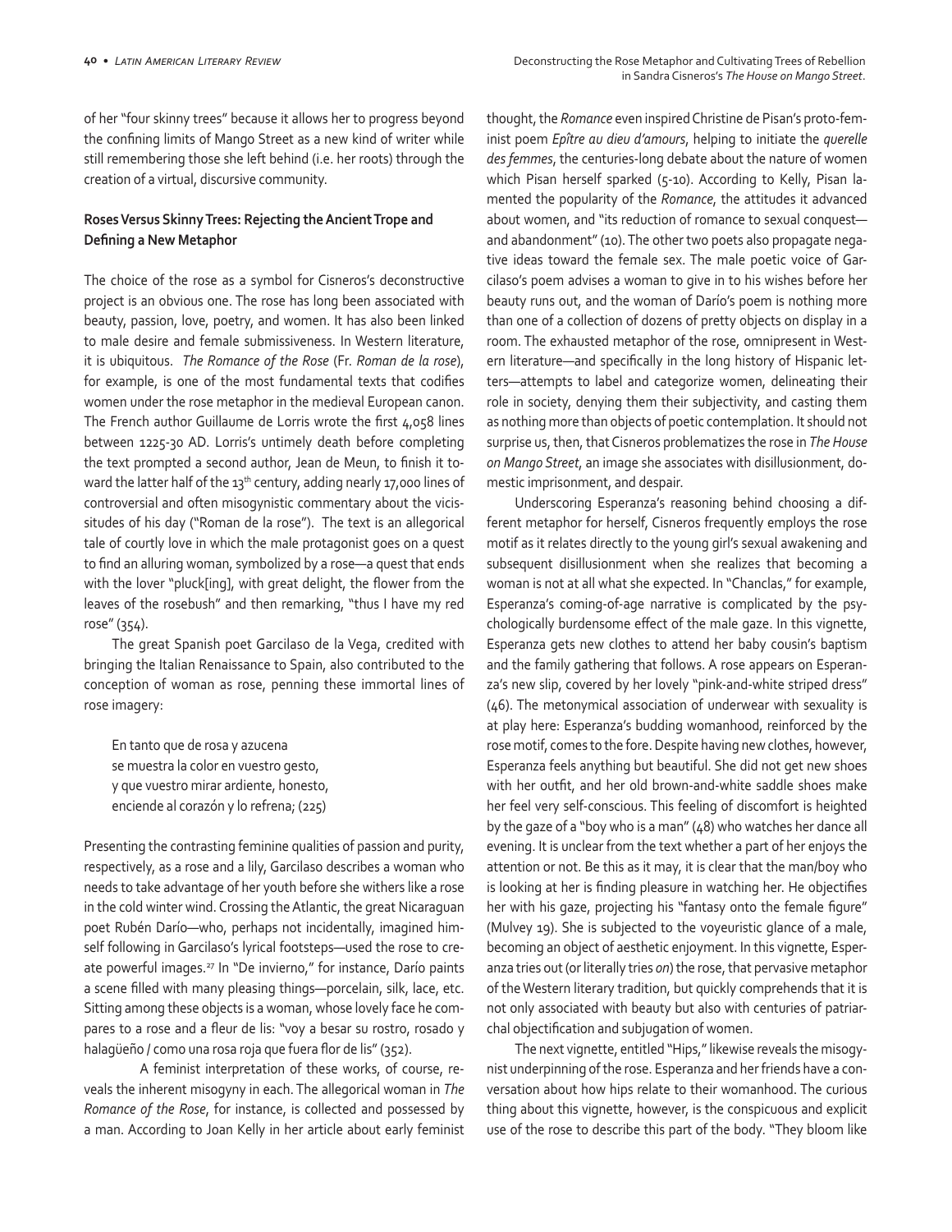of her "four skinny trees" because it allows her to progress beyond the confining limits of Mango Street as a new kind of writer while still remembering those she left behind (i.e. her roots) through the creation of a virtual, discursive community.

### Roses Versus Skinny Trees: Rejecting the Ancient Trope and Defining a New Metaphor

The choice of the rose as a symbol for Cisneros's deconstructive project is an obvious one. The rose has long been associated with beauty, passion, love, poetry, and women. It has also been linked to male desire and female submissiveness. In Western literature, it is ubiquitous. *The Romance of the Rose* (Fr. *Roman de la rose*), for example, is one of the most fundamental texts that codifies women under the rose metaphor in the medieval European canon. The French author Guillaume de Lorris wrote the first 4,058 lines between 1225-30 AD. Lorris's untimely death before completing the text prompted a second author, Jean de Meun, to finish it toward the latter half of the 13th century, adding nearly 17,000 lines of controversial and often misogynistic commentary about the vicissitudes of his day ("Roman de la rose"). The text is an allegorical tale of courtly love in which the male protagonist goes on a quest to find an alluring woman, symbolized by a rose—a quest that ends with the lover "pluck[ing], with great delight, the flower from the leaves of the rosebush" and then remarking, "thus I have my red rose" (354).

The great Spanish poet Garcilaso de la Vega, credited with bringing the Italian Renaissance to Spain, also contributed to the conception of woman as rose, penning these immortal lines of rose imagery:

> En tanto que de rosa y azucena
> se muestra la color en vuestro gesto,
> y que vuestro mirar ardiente, honesto,
> enciende al corazón y lo refrena; (225)

Presenting the contrasting feminine qualities of passion and purity, respectively, as a rose and a lily, Garcilaso describes a woman who needs to take advantage of her youth before she withers like a rose in the cold winter wind. Crossing the Atlantic, the great Nicaraguan poet Rubén Darío—who, perhaps not incidentally, imagined himself following in Garcilaso's lyrical footsteps—used the rose to create powerful images.[27] In "De invierno," for instance, Darío paints a scene filled with many pleasing things—porcelain, silk, lace, etc. Sitting among these objects is a woman, whose lovely face he compares to a rose and a fleur de lis: "voy a besar su rostro, rosado y halagüeño / como una rosa roja que fuera flor de lis" (352).

A feminist interpretation of these works, of course, reveals the inherent misogyny in each. The allegorical woman in *The Romance of the Rose*, for instance, is collected and possessed by a man. According to Joan Kelly in her article about early feminist thought, the *Romance* even inspired Christine de Pisan's proto-feminist poem *Epître au dieu d'amours*, helping to initiate the *querelle des femmes*, the centuries-long debate about the nature of women which Pisan herself sparked (5-10). According to Kelly, Pisan lamented the popularity of the *Romance*, the attitudes it advanced about women, and "its reduction of romance to sexual conquest—and abandonment" (10). The other two poets also propagate negative ideas toward the female sex. The male poetic voice of Garcilaso's poem advises a woman to give in to his wishes before her beauty runs out, and the woman of Darío's poem is nothing more than one of a collection of dozens of pretty objects on display in a room. The exhausted metaphor of the rose, omnipresent in Western literature—and specifically in the long history of Hispanic letters—attempts to label and categorize women, delineating their role in society, denying them their subjectivity, and casting them as nothing more than objects of poetic contemplation. It should not surprise us, then, that Cisneros problematizes the rose in *The House on Mango Street*, an image she associates with disillusionment, domestic imprisonment, and despair.

Underscoring Esperanza's reasoning behind choosing a different metaphor for herself, Cisneros frequently employs the rose motif as it relates directly to the young girl's sexual awakening and subsequent disillusionment when she realizes that becoming a woman is not at all what she expected. In "Chanclas," for example, Esperanza's coming-of-age narrative is complicated by the psychologically burdensome effect of the male gaze. In this vignette, Esperanza gets new clothes to attend her baby cousin's baptism and the family gathering that follows. A rose appears on Esperanza's new slip, covered by her lovely "pink-and-white striped dress" (46). The metonymical association of underwear with sexuality is at play here: Esperanza's budding womanhood, reinforced by the rose motif, comes to the fore. Despite having new clothes, however, Esperanza feels anything but beautiful. She did not get new shoes with her outfit, and her old brown-and-white saddle shoes make her feel very self-conscious. This feeling of discomfort is heighted by the gaze of a "boy who is a man" (48) who watches her dance all evening. It is unclear from the text whether a part of her enjoys the attention or not. Be this as it may, it is clear that the man/boy who is looking at her is finding pleasure in watching her. He objectifies her with his gaze, projecting his "fantasy onto the female figure" (Mulvey 19). She is subjected to the voyeuristic glance of a male, becoming an object of aesthetic enjoyment. In this vignette, Esperanza tries out (or literally tries *on*) the rose, that pervasive metaphor of the Western literary tradition, but quickly comprehends that it is not only associated with beauty but also with centuries of patriarchal objectification and subjugation of women.

The next vignette, entitled "Hips," likewise reveals the misogynist underpinning of the rose. Esperanza and her friends have a conversation about how hips relate to their womanhood. The curious thing about this vignette, however, is the conspicuous and explicit use of the rose to describe this part of the body. "They bloom like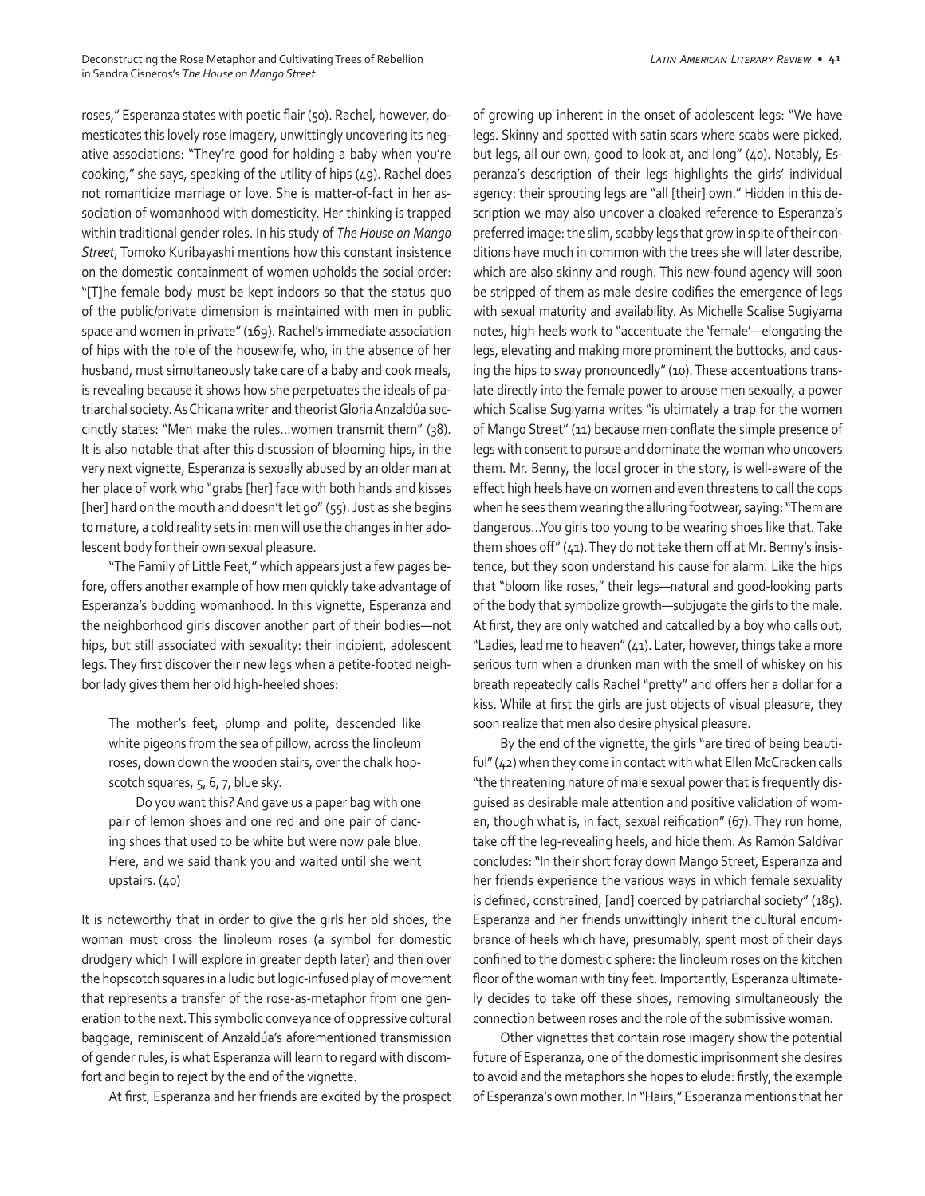roses," Esperanza states with poetic flair (50). Rachel, however, domesticates this lovely rose imagery, unwittingly uncovering its negative associations: "They're good for holding a baby when you're cooking," she says, speaking of the utility of hips (49). Rachel does not romanticize marriage or love. She is matter-of-fact in her association of womanhood with domesticity. Her thinking is trapped within traditional gender roles. In his study of *The House on Mango Street*, Tomoko Kuribayashi mentions how this constant insistence on the domestic containment of women upholds the social order: "[T]he female body must be kept indoors so that the status quo of the public/private dimension is maintained with men in public space and women in private" (169). Rachel's immediate association of hips with the role of the housewife, who, in the absence of her husband, must simultaneously take care of a baby and cook meals, is revealing because it shows how she perpetuates the ideals of patriarchal society. As Chicana writer and theorist Gloria Anzaldúa succinctly states: "Men make the rules…women transmit them" (38). It is also notable that after this discussion of blooming hips, in the very next vignette, Esperanza is sexually abused by an older man at her place of work who "grabs [her] face with both hands and kisses [her] hard on the mouth and doesn't let go" (55). Just as she begins to mature, a cold reality sets in: men will use the changes in her adolescent body for their own sexual pleasure.

"The Family of Little Feet," which appears just a few pages before, offers another example of how men quickly take advantage of Esperanza's budding womanhood. In this vignette, Esperanza and the neighborhood girls discover another part of their bodies—not hips, but still associated with sexuality: their incipient, adolescent legs. They first discover their new legs when a petite-footed neighbor lady gives them her old high-heeled shoes:

> The mother's feet, plump and polite, descended like white pigeons from the sea of pillow, across the linoleum roses, down down the wooden stairs, over the chalk hopscotch squares, 5, 6, 7, blue sky.
>
> Do you want this? And gave us a paper bag with one pair of lemon shoes and one red and one pair of dancing shoes that used to be white but were now pale blue. Here, and we said thank you and waited until she went upstairs. (40)

It is noteworthy that in order to give the girls her old shoes, the woman must cross the linoleum roses (a symbol for domestic drudgery which I will explore in greater depth later) and then over the hopscotch squares in a ludic but logic-infused play of movement that represents a transfer of the rose-as-metaphor from one generation to the next. This symbolic conveyance of oppressive cultural baggage, reminiscent of Anzaldúa's aforementioned transmission of gender rules, is what Esperanza will learn to regard with discomfort and begin to reject by the end of the vignette.

At first, Esperanza and her friends are excited by the prospect of growing up inherent in the onset of adolescent legs: "We have legs. Skinny and spotted with satin scars where scabs were picked, but legs, all our own, good to look at, and long" (40). Notably, Esperanza's description of their legs highlights the girls' individual agency: their sprouting legs are "all [their] own." Hidden in this description we may also uncover a cloaked reference to Esperanza's preferred image: the slim, scabby legs that grow in spite of their conditions have much in common with the trees she will later describe, which are also skinny and rough. This new-found agency will soon be stripped of them as male desire codifies the emergence of legs with sexual maturity and availability. As Michelle Scalise Sugiyama notes, high heels work to "accentuate the 'female'—elongating the legs, elevating and making more prominent the buttocks, and causing the hips to sway pronouncedly" (10). These accentuations translate directly into the female power to arouse men sexually, a power which Scalise Sugiyama writes "is ultimately a trap for the women of Mango Street" (11) because men conflate the simple presence of legs with consent to pursue and dominate the woman who uncovers them. Mr. Benny, the local grocer in the story, is well-aware of the effect high heels have on women and even threatens to call the cops when he sees them wearing the alluring footwear, saying: "Them are dangerous…You girls too young to be wearing shoes like that. Take them shoes off" (41). They do not take them off at Mr. Benny's insistence, but they soon understand his cause for alarm. Like the hips that "bloom like roses," their legs—natural and good-looking parts of the body that symbolize growth—subjugate the girls to the male. At first, they are only watched and catcalled by a boy who calls out, "Ladies, lead me to heaven" (41). Later, however, things take a more serious turn when a drunken man with the smell of whiskey on his breath repeatedly calls Rachel "pretty" and offers her a dollar for a kiss. While at first the girls are just objects of visual pleasure, they soon realize that men also desire physical pleasure.

By the end of the vignette, the girls "are tired of being beautiful" (42) when they come in contact with what Ellen McCracken calls "the threatening nature of male sexual power that is frequently disguised as desirable male attention and positive validation of women, though what is, in fact, sexual reification" (67). They run home, take off the leg-revealing heels, and hide them. As Ramón Saldívar concludes: "In their short foray down Mango Street, Esperanza and her friends experience the various ways in which female sexuality is defined, constrained, [and] coerced by patriarchal society" (185). Esperanza and her friends unwittingly inherit the cultural encumbrance of heels which have, presumably, spent most of their days confined to the domestic sphere: the linoleum roses on the kitchen floor of the woman with tiny feet. Importantly, Esperanza ultimately decides to take off these shoes, removing simultaneously the connection between roses and the role of the submissive woman.

Other vignettes that contain rose imagery show the potential future of Esperanza, one of the domestic imprisonment she desires to avoid and the metaphors she hopes to elude: firstly, the example of Esperanza's own mother. In "Hairs," Esperanza mentions that her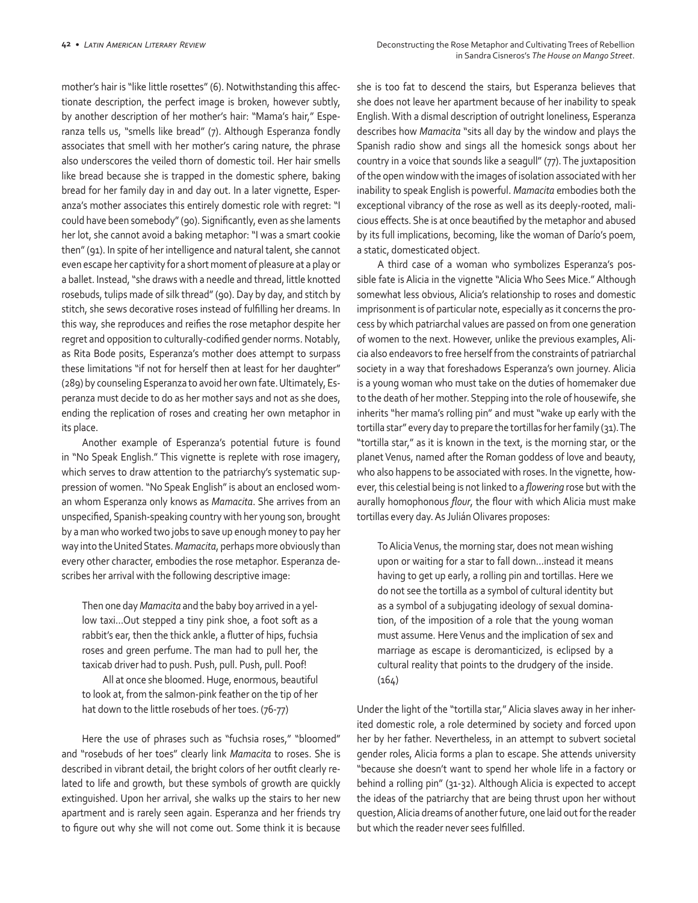mother's hair is "like little rosettes" (6). Notwithstanding this affectionate description, the perfect image is broken, however subtly, by another description of her mother's hair: "Mama's hair," Esperanza tells us, "smells like bread" (7). Although Esperanza fondly associates that smell with her mother's caring nature, the phrase also underscores the veiled thorn of domestic toil. Her hair smells like bread because she is trapped in the domestic sphere, baking bread for her family day in and day out. In a later vignette, Esperanza's mother associates this entirely domestic role with regret: "I could have been somebody" (90). Significantly, even as she laments her lot, she cannot avoid a baking metaphor: "I was a smart cookie then" (91). In spite of her intelligence and natural talent, she cannot even escape her captivity for a short moment of pleasure at a play or a ballet. Instead, "she draws with a needle and thread, little knotted rosebuds, tulips made of silk thread" (90). Day by day, and stitch by stitch, she sews decorative roses instead of fulfilling her dreams. In this way, she reproduces and reifies the rose metaphor despite her regret and opposition to culturally-codified gender norms. Notably, as Rita Bode posits, Esperanza's mother does attempt to surpass these limitations "if not for herself then at least for her daughter" (289) by counseling Esperanza to avoid her own fate. Ultimately, Esperanza must decide to do as her mother says and not as she does, ending the replication of roses and creating her own metaphor in its place.

Another example of Esperanza's potential future is found in "No Speak English." This vignette is replete with rose imagery, which serves to draw attention to the patriarchy's systematic suppression of women. "No Speak English" is about an enclosed woman whom Esperanza only knows as *Mamacita*. She arrives from an unspecified, Spanish-speaking country with her young son, brought by a man who worked two jobs to save up enough money to pay her way into the United States. *Mamacita*, perhaps more obviously than every other character, embodies the rose metaphor. Esperanza describes her arrival with the following descriptive image:

> Then one day *Mamacita* and the baby boy arrived in a yellow taxi…Out stepped a tiny pink shoe, a foot soft as a rabbit's ear, then the thick ankle, a flutter of hips, fuchsia roses and green perfume. The man had to pull her, the taxicab driver had to push. Push, pull. Push, pull. Poof!
>
> All at once she bloomed. Huge, enormous, beautiful to look at, from the salmon-pink feather on the tip of her hat down to the little rosebuds of her toes. (76-77)

Here the use of phrases such as "fuchsia roses," "bloomed" and "rosebuds of her toes" clearly link *Mamacita* to roses. She is described in vibrant detail, the bright colors of her outfit clearly related to life and growth, but these symbols of growth are quickly extinguished. Upon her arrival, she walks up the stairs to her new apartment and is rarely seen again. Esperanza and her friends try to figure out why she will not come out. Some think it is because she is too fat to descend the stairs, but Esperanza believes that she does not leave her apartment because of her inability to speak English. With a dismal description of outright loneliness, Esperanza describes how *Mamacita* "sits all day by the window and plays the Spanish radio show and sings all the homesick songs about her country in a voice that sounds like a seagull" (77). The juxtaposition of the open window with the images of isolation associated with her inability to speak English is powerful. *Mamacita* embodies both the exceptional vibrancy of the rose as well as its deeply-rooted, malicious effects. She is at once beautified by the metaphor and abused by its full implications, becoming, like the woman of Darío's poem, a static, domesticated object.

A third case of a woman who symbolizes Esperanza's possible fate is Alicia in the vignette "Alicia Who Sees Mice." Although somewhat less obvious, Alicia's relationship to roses and domestic imprisonment is of particular note, especially as it concerns the process by which patriarchal values are passed on from one generation of women to the next. However, unlike the previous examples, Alicia also endeavors to free herself from the constraints of patriarchal society in a way that foreshadows Esperanza's own journey. Alicia is a young woman who must take on the duties of homemaker due to the death of her mother. Stepping into the role of housewife, she inherits "her mama's rolling pin" and must "wake up early with the tortilla star" every day to prepare the tortillas for her family (31). The "tortilla star," as it is known in the text, is the morning star, or the planet Venus, named after the Roman goddess of love and beauty, who also happens to be associated with roses. In the vignette, however, this celestial being is not linked to a *flowering* rose but with the aurally homophonous *flour*, the flour with which Alicia must make tortillas every day. As Julián Olivares proposes:

> To Alicia Venus, the morning star, does not mean wishing upon or waiting for a star to fall down…instead it means having to get up early, a rolling pin and tortillas. Here we do not see the tortilla as a symbol of cultural identity but as a symbol of a subjugating ideology of sexual domination, of the imposition of a role that the young woman must assume. Here Venus and the implication of sex and marriage as escape is deromanticized, is eclipsed by a cultural reality that points to the drudgery of the inside. (164)

Under the light of the "tortilla star," Alicia slaves away in her inherited domestic role, a role determined by society and forced upon her by her father. Nevertheless, in an attempt to subvert societal gender roles, Alicia forms a plan to escape. She attends university "because she doesn't want to spend her whole life in a factory or behind a rolling pin" (31-32). Although Alicia is expected to accept the ideas of the patriarchy that are being thrust upon her without question, Alicia dreams of another future, one laid out for the reader but which the reader never sees fulfilled.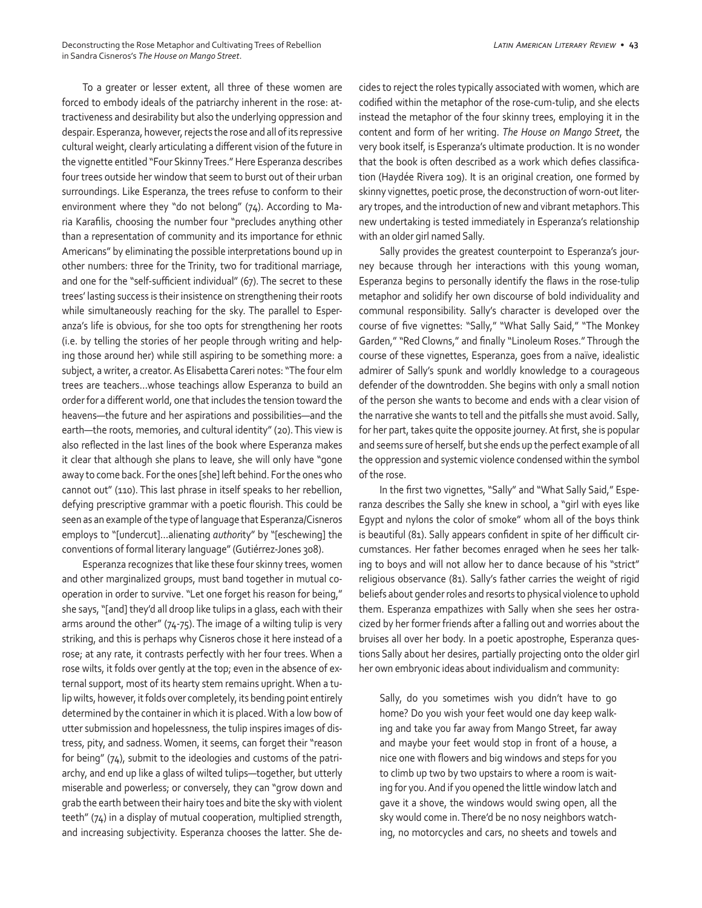To a greater or lesser extent, all three of these women are forced to embody ideals of the patriarchy inherent in the rose: attractiveness and desirability but also the underlying oppression and despair. Esperanza, however, rejects the rose and all of its repressive cultural weight, clearly articulating a different vision of the future in the vignette entitled "Four Skinny Trees." Here Esperanza describes four trees outside her window that seem to burst out of their urban surroundings. Like Esperanza, the trees refuse to conform to their environment where they "do not belong" (74). According to Maria Karafilis, choosing the number four "precludes anything other than a representation of community and its importance for ethnic Americans" by eliminating the possible interpretations bound up in other numbers: three for the Trinity, two for traditional marriage, and one for the "self-sufficient individual" (67). The secret to these trees' lasting success is their insistence on strengthening their roots while simultaneously reaching for the sky. The parallel to Esperanza's life is obvious, for she too opts for strengthening her roots (i.e. by telling the stories of her people through writing and helping those around her) while still aspiring to be something more: a subject, a writer, a creator. As Elisabetta Careri notes: "The four elm trees are teachers…whose teachings allow Esperanza to build an order for a different world, one that includes the tension toward the heavens—the future and her aspirations and possibilities—and the earth—the roots, memories, and cultural identity" (20). This view is also reflected in the last lines of the book where Esperanza makes it clear that although she plans to leave, she will only have "gone away to come back. For the ones [she] left behind. For the ones who cannot out" (110). This last phrase in itself speaks to her rebellion, defying prescriptive grammar with a poetic flourish. This could be seen as an example of the type of language that Esperanza/Cisneros employs to "[undercut]…alienating *author*ity" by "[eschewing] the conventions of formal literary language" (Gutiérrez-Jones 308).

Esperanza recognizes that like these four skinny trees, women and other marginalized groups, must band together in mutual cooperation in order to survive. "Let one forget his reason for being," she says, "[and] they'd all droop like tulips in a glass, each with their arms around the other" (74-75). The image of a wilting tulip is very striking, and this is perhaps why Cisneros chose it here instead of a rose; at any rate, it contrasts perfectly with her four trees. When a rose wilts, it folds over gently at the top; even in the absence of external support, most of its hearty stem remains upright. When a tulip wilts, however, it folds over completely, its bending point entirely determined by the container in which it is placed. With a low bow of utter submission and hopelessness, the tulip inspires images of distress, pity, and sadness. Women, it seems, can forget their "reason for being" (74), submit to the ideologies and customs of the patriarchy, and end up like a glass of wilted tulips—together, but utterly miserable and powerless; or conversely, they can "grow down and grab the earth between their hairy toes and bite the sky with violent teeth" (74) in a display of mutual cooperation, multiplied strength, and increasing subjectivity. Esperanza chooses the latter. She decides to reject the roles typically associated with women, which are codified within the metaphor of the rose-cum-tulip, and she elects instead the metaphor of the four skinny trees, employing it in the content and form of her writing. *The House on Mango Street*, the very book itself, is Esperanza's ultimate production. It is no wonder that the book is often described as a work which defies classification (Haydée Rivera 109). It is an original creation, one formed by skinny vignettes, poetic prose, the deconstruction of worn-out literary tropes, and the introduction of new and vibrant metaphors. This new undertaking is tested immediately in Esperanza's relationship with an older girl named Sally.

Sally provides the greatest counterpoint to Esperanza's journey because through her interactions with this young woman, Esperanza begins to personally identify the flaws in the rose-tulip metaphor and solidify her own discourse of bold individuality and communal responsibility. Sally's character is developed over the course of five vignettes: "Sally," "What Sally Said," "The Monkey Garden," "Red Clowns," and finally "Linoleum Roses." Through the course of these vignettes, Esperanza, goes from a naïve, idealistic admirer of Sally's spunk and worldly knowledge to a courageous defender of the downtrodden. She begins with only a small notion of the person she wants to become and ends with a clear vision of the narrative she wants to tell and the pitfalls she must avoid. Sally, for her part, takes quite the opposite journey. At first, she is popular and seems sure of herself, but she ends up the perfect example of all the oppression and systemic violence condensed within the symbol of the rose.

In the first two vignettes, "Sally" and "What Sally Said," Esperanza describes the Sally she knew in school, a "girl with eyes like Egypt and nylons the color of smoke" whom all of the boys think is beautiful (81). Sally appears confident in spite of her difficult circumstances. Her father becomes enraged when he sees her talking to boys and will not allow her to dance because of his "strict" religious observance (81). Sally's father carries the weight of rigid beliefs about gender roles and resorts to physical violence to uphold them. Esperanza empathizes with Sally when she sees her ostracized by her former friends after a falling out and worries about the bruises all over her body. In a poetic apostrophe, Esperanza questions Sally about her desires, partially projecting onto the older girl her own embryonic ideas about individualism and community:

> Sally, do you sometimes wish you didn't have to go home? Do you wish your feet would one day keep walking and take you far away from Mango Street, far away and maybe your feet would stop in front of a house, a nice one with flowers and big windows and steps for you to climb up two by two upstairs to where a room is waiting for you. And if you opened the little window latch and gave it a shove, the windows would swing open, all the sky would come in. There'd be no nosy neighbors watching, no motorcycles and cars, no sheets and towels and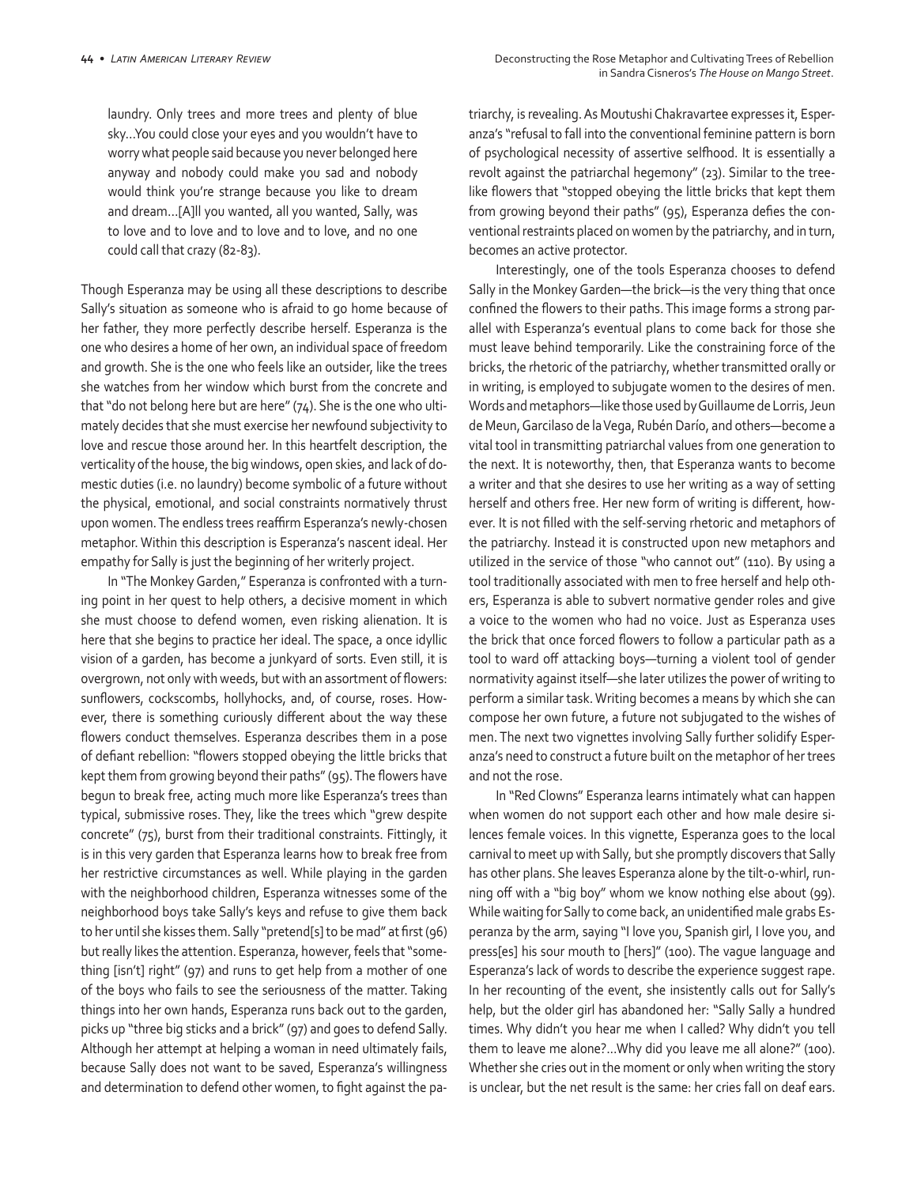laundry. Only trees and more trees and plenty of blue sky…You could close your eyes and you wouldn't have to worry what people said because you never belonged here anyway and nobody could make you sad and nobody would think you're strange because you like to dream and dream…[A]ll you wanted, all you wanted, Sally, was to love and to love and to love and to love, and no one could call that crazy (82-83).

Though Esperanza may be using all these descriptions to describe Sally's situation as someone who is afraid to go home because of her father, they more perfectly describe herself. Esperanza is the one who desires a home of her own, an individual space of freedom and growth. She is the one who feels like an outsider, like the trees she watches from her window which burst from the concrete and that "do not belong here but are here" (74). She is the one who ultimately decides that she must exercise her newfound subjectivity to love and rescue those around her. In this heartfelt description, the verticality of the house, the big windows, open skies, and lack of domestic duties (i.e. no laundry) become symbolic of a future without the physical, emotional, and social constraints normatively thrust upon women. The endless trees reaffirm Esperanza's newly-chosen metaphor. Within this description is Esperanza's nascent ideal. Her empathy for Sally is just the beginning of her writerly project.

In "The Monkey Garden," Esperanza is confronted with a turning point in her quest to help others, a decisive moment in which she must choose to defend women, even risking alienation. It is here that she begins to practice her ideal. The space, a once idyllic vision of a garden, has become a junkyard of sorts. Even still, it is overgrown, not only with weeds, but with an assortment of flowers: sunflowers, cockscombs, hollyhocks, and, of course, roses. However, there is something curiously different about the way these flowers conduct themselves. Esperanza describes them in a pose of defiant rebellion: "flowers stopped obeying the little bricks that kept them from growing beyond their paths" (95). The flowers have begun to break free, acting much more like Esperanza's trees than typical, submissive roses. They, like the trees which "grew despite concrete" (75), burst from their traditional constraints. Fittingly, it is in this very garden that Esperanza learns how to break free from her restrictive circumstances as well. While playing in the garden with the neighborhood children, Esperanza witnesses some of the neighborhood boys take Sally's keys and refuse to give them back to her until she kisses them. Sally "pretend[s] to be mad" at first (96) but really likes the attention. Esperanza, however, feels that "something [isn't] right" (97) and runs to get help from a mother of one of the boys who fails to see the seriousness of the matter. Taking things into her own hands, Esperanza runs back out to the garden, picks up "three big sticks and a brick" (97) and goes to defend Sally. Although her attempt at helping a woman in need ultimately fails, because Sally does not want to be saved, Esperanza's willingness and determination to defend other women, to fight against the patriarchy, is revealing. As Moutushi Chakravartee expresses it, Esperanza's "refusal to fall into the conventional feminine pattern is born of psychological necessity of assertive selfhood. It is essentially a revolt against the patriarchal hegemony" (23). Similar to the tree-like flowers that "stopped obeying the little bricks that kept them from growing beyond their paths" (95), Esperanza defies the conventional restraints placed on women by the patriarchy, and in turn, becomes an active protector.

Interestingly, one of the tools Esperanza chooses to defend Sally in the Monkey Garden—the brick—is the very thing that once confined the flowers to their paths. This image forms a strong parallel with Esperanza's eventual plans to come back for those she must leave behind temporarily. Like the constraining force of the bricks, the rhetoric of the patriarchy, whether transmitted orally or in writing, is employed to subjugate women to the desires of men. Words and metaphors—like those used by Guillaume de Lorris, Jeun de Meun, Garcilaso de la Vega, Rubén Darío, and others—become a vital tool in transmitting patriarchal values from one generation to the next. It is noteworthy, then, that Esperanza wants to become a writer and that she desires to use her writing as a way of setting herself and others free. Her new form of writing is different, however. It is not filled with the self-serving rhetoric and metaphors of the patriarchy. Instead it is constructed upon new metaphors and utilized in the service of those "who cannot out" (110). By using a tool traditionally associated with men to free herself and help others, Esperanza is able to subvert normative gender roles and give a voice to the women who had no voice. Just as Esperanza uses the brick that once forced flowers to follow a particular path as a tool to ward off attacking boys—turning a violent tool of gender normativity against itself—she later utilizes the power of writing to perform a similar task. Writing becomes a means by which she can compose her own future, a future not subjugated to the wishes of men. The next two vignettes involving Sally further solidify Esperanza's need to construct a future built on the metaphor of her trees and not the rose.

In "Red Clowns" Esperanza learns intimately what can happen when women do not support each other and how male desire silences female voices. In this vignette, Esperanza goes to the local carnival to meet up with Sally, but she promptly discovers that Sally has other plans. She leaves Esperanza alone by the tilt-o-whirl, running off with a "big boy" whom we know nothing else about (99). While waiting for Sally to come back, an unidentified male grabs Esperanza by the arm, saying "I love you, Spanish girl, I love you, and press[es] his sour mouth to [hers]" (100). The vague language and Esperanza's lack of words to describe the experience suggest rape. In her recounting of the event, she insistently calls out for Sally's help, but the older girl has abandoned her: "Sally Sally a hundred times. Why didn't you hear me when I called? Why didn't you tell them to leave me alone?…Why did you leave me all alone?" (100). Whether she cries out in the moment or only when writing the story is unclear, but the net result is the same: her cries fall on deaf ears.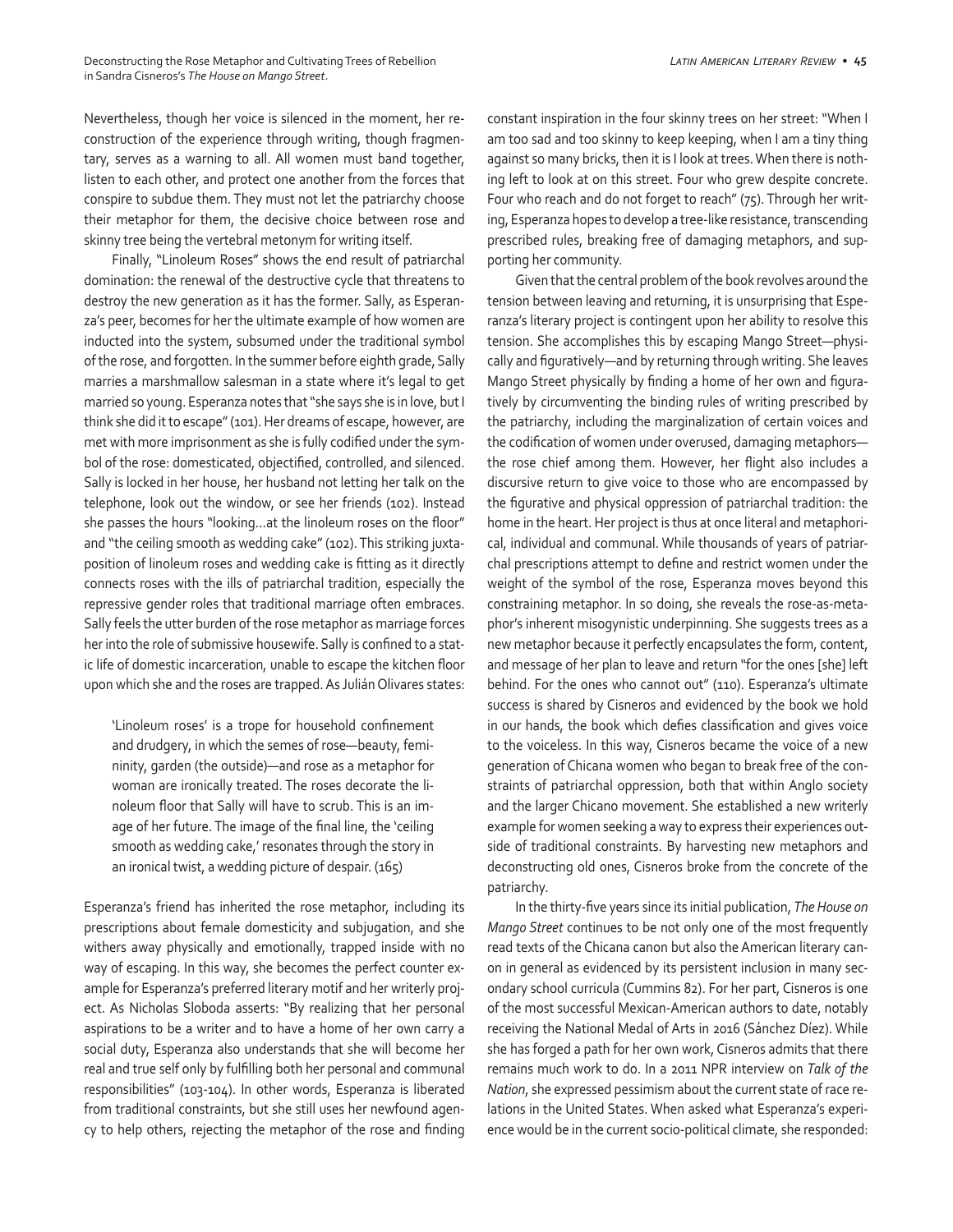Nevertheless, though her voice is silenced in the moment, her reconstruction of the experience through writing, though fragmentary, serves as a warning to all. All women must band together, listen to each other, and protect one another from the forces that conspire to subdue them. They must not let the patriarchy choose their metaphor for them, the decisive choice between rose and skinny tree being the vertebral metonym for writing itself.

Finally, "Linoleum Roses" shows the end result of patriarchal domination: the renewal of the destructive cycle that threatens to destroy the new generation as it has the former. Sally, as Esperanza's peer, becomes for her the ultimate example of how women are inducted into the system, subsumed under the traditional symbol of the rose, and forgotten. In the summer before eighth grade, Sally marries a marshmallow salesman in a state where it's legal to get married so young. Esperanza notes that "she says she is in love, but I think she did it to escape" (101). Her dreams of escape, however, are met with more imprisonment as she is fully codified under the symbol of the rose: domesticated, objectified, controlled, and silenced. Sally is locked in her house, her husband not letting her talk on the telephone, look out the window, or see her friends (102). Instead she passes the hours "looking…at the linoleum roses on the floor" and "the ceiling smooth as wedding cake" (102). This striking juxtaposition of linoleum roses and wedding cake is fitting as it directly connects roses with the ills of patriarchal tradition, especially the repressive gender roles that traditional marriage often embraces. Sally feels the utter burden of the rose metaphor as marriage forces her into the role of submissive housewife. Sally is confined to a static life of domestic incarceration, unable to escape the kitchen floor upon which she and the roses are trapped. As Julián Olivares states:

> 'Linoleum roses' is a trope for household confinement and drudgery, in which the semes of rose—beauty, femininity, garden (the outside)—and rose as a metaphor for woman are ironically treated. The roses decorate the linoleum floor that Sally will have to scrub. This is an image of her future. The image of the final line, the 'ceiling smooth as wedding cake,' resonates through the story in an ironical twist, a wedding picture of despair. (165)

Esperanza's friend has inherited the rose metaphor, including its prescriptions about female domesticity and subjugation, and she withers away physically and emotionally, trapped inside with no way of escaping. In this way, she becomes the perfect counter example for Esperanza's preferred literary motif and her writerly project. As Nicholas Sloboda asserts: "By realizing that her personal aspirations to be a writer and to have a home of her own carry a social duty, Esperanza also understands that she will become her real and true self only by fulfilling both her personal and communal responsibilities" (103-104). In other words, Esperanza is liberated from traditional constraints, but she still uses her newfound agency to help others, rejecting the metaphor of the rose and finding constant inspiration in the four skinny trees on her street: "When I am too sad and too skinny to keep keeping, when I am a tiny thing against so many bricks, then it is I look at trees. When there is nothing left to look at on this street. Four who grew despite concrete. Four who reach and do not forget to reach" (75). Through her writing, Esperanza hopes to develop a tree-like resistance, transcending prescribed rules, breaking free of damaging metaphors, and supporting her community.

Given that the central problem of the book revolves around the tension between leaving and returning, it is unsurprising that Esperanza's literary project is contingent upon her ability to resolve this tension. She accomplishes this by escaping Mango Street—physically and figuratively—and by returning through writing. She leaves Mango Street physically by finding a home of her own and figuratively by circumventing the binding rules of writing prescribed by the patriarchy, including the marginalization of certain voices and the codification of women under overused, damaging metaphors—the rose chief among them. However, her flight also includes a discursive return to give voice to those who are encompassed by the figurative and physical oppression of patriarchal tradition: the home in the heart. Her project is thus at once literal and metaphorical, individual and communal. While thousands of years of patriarchal prescriptions attempt to define and restrict women under the weight of the symbol of the rose, Esperanza moves beyond this constraining metaphor. In so doing, she reveals the rose-as-metaphor's inherent misogynistic underpinning. She suggests trees as a new metaphor because it perfectly encapsulates the form, content, and message of her plan to leave and return "for the ones [she] left behind. For the ones who cannot out" (110). Esperanza's ultimate success is shared by Cisneros and evidenced by the book we hold in our hands, the book which defies classification and gives voice to the voiceless. In this way, Cisneros became the voice of a new generation of Chicana women who began to break free of the constraints of patriarchal oppression, both that within Anglo society and the larger Chicano movement. She established a new writerly example for women seeking a way to express their experiences outside of traditional constraints. By harvesting new metaphors and deconstructing old ones, Cisneros broke from the concrete of the patriarchy.

In the thirty-five years since its initial publication, *The House on Mango Street* continues to be not only one of the most frequently read texts of the Chicana canon but also the American literary canon in general as evidenced by its persistent inclusion in many secondary school curricula (Cummins 82). For her part, Cisneros is one of the most successful Mexican-American authors to date, notably receiving the National Medal of Arts in 2016 (Sánchez Díez). While she has forged a path for her own work, Cisneros admits that there remains much work to do. In a 2011 NPR interview on *Talk of the Nation*, she expressed pessimism about the current state of race relations in the United States. When asked what Esperanza's experience would be in the current socio-political climate, she responded: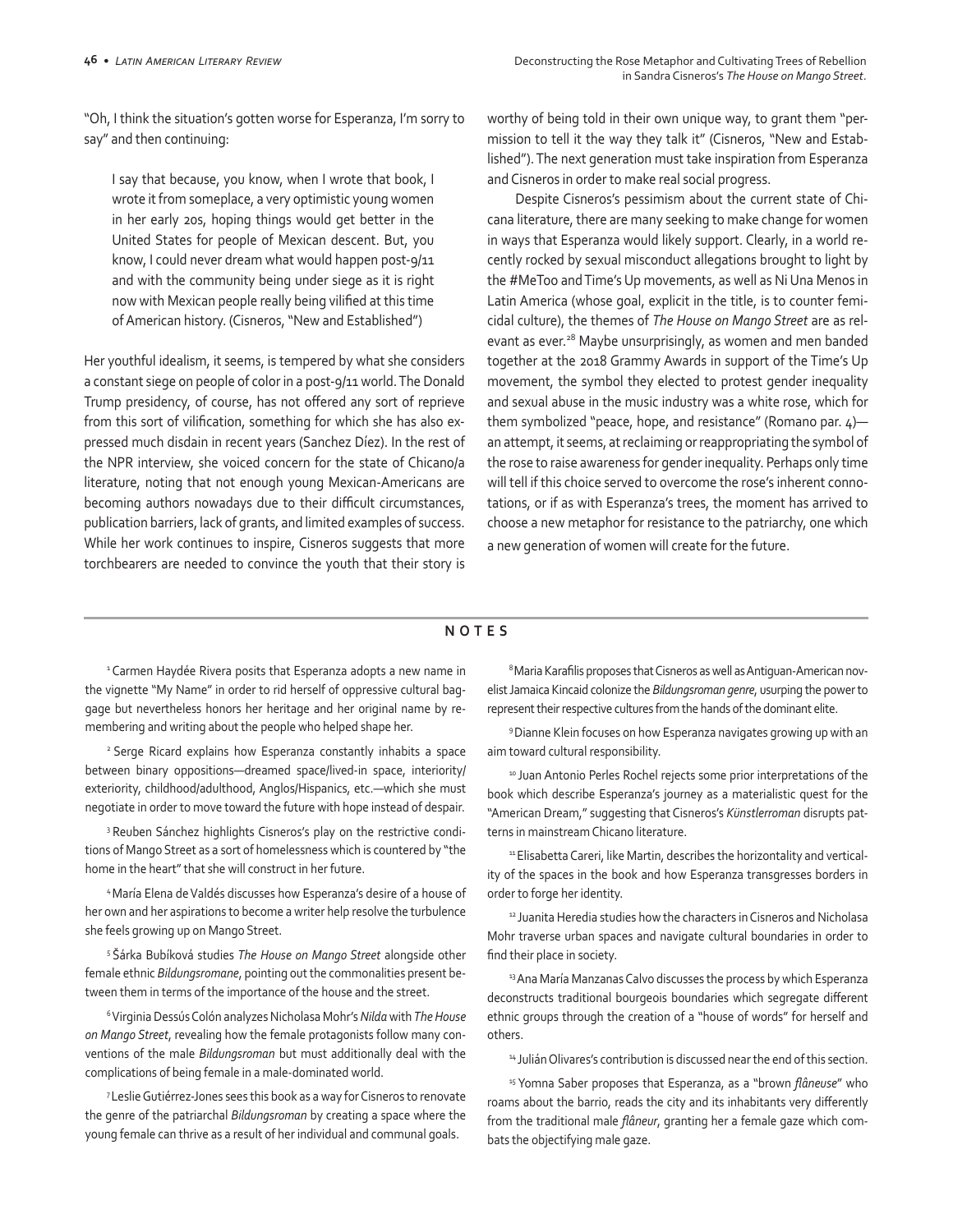"Oh, I think the situation's gotten worse for Esperanza, I'm sorry to say" and then continuing:

> I say that because, you know, when I wrote that book, I wrote it from someplace, a very optimistic young women in her early 20s, hoping things would get better in the United States for people of Mexican descent. But, you know, I could never dream what would happen post-9/11 and with the community being under siege as it is right now with Mexican people really being vilified at this time of American history. (Cisneros, "New and Established")

Her youthful idealism, it seems, is tempered by what she considers a constant siege on people of color in a post-9/11 world. The Donald Trump presidency, of course, has not offered any sort of reprieve from this sort of vilification, something for which she has also expressed much disdain in recent years (Sanchez Díez). In the rest of the NPR interview, she voiced concern for the state of Chicano/a literature, noting that not enough young Mexican-Americans are becoming authors nowadays due to their difficult circumstances, publication barriers, lack of grants, and limited examples of success. While her work continues to inspire, Cisneros suggests that more torchbearers are needed to convince the youth that their story is worthy of being told in their own unique way, to grant them "permission to tell it the way they talk it" (Cisneros, "New and Established"). The next generation must take inspiration from Esperanza and Cisneros in order to make real social progress.

Despite Cisneros's pessimism about the current state of Chicana literature, there are many seeking to make change for women in ways that Esperanza would likely support. Clearly, in a world recently rocked by sexual misconduct allegations brought to light by the #MeToo and Time's Up movements, as well as Ni Una Menos in Latin America (whose goal, explicit in the title, is to counter femicidal culture), the themes of *The House on Mango Street* are as relevant as ever.[28] Maybe unsurprisingly, as women and men banded together at the 2018 Grammy Awards in support of the Time's Up movement, the symbol they elected to protest gender inequality and sexual abuse in the music industry was a white rose, which for them symbolized "peace, hope, and resistance" (Romano par. 4)—an attempt, it seems, at reclaiming or reappropriating the symbol of the rose to raise awareness for gender inequality. Perhaps only time will tell if this choice served to overcome the rose's inherent connotations, or if as with Esperanza's trees, the moment has arrived to choose a new metaphor for resistance to the patriarchy, one which a new generation of women will create for the future.

## NOTES

[1] Carmen Haydée Rivera posits that Esperanza adopts a new name in the vignette "My Name" in order to rid herself of oppressive cultural baggage but nevertheless honors her heritage and her original name by remembering and writing about the people who helped shape her.

[2] Serge Ricard explains how Esperanza constantly inhabits a space between binary oppositions—dreamed space/lived-in space, interiority/exteriority, childhood/adulthood, Anglos/Hispanics, etc.—which she must negotiate in order to move toward the future with hope instead of despair.

[3] Reuben Sánchez highlights Cisneros's play on the restrictive conditions of Mango Street as a sort of homelessness which is countered by "the home in the heart" that she will construct in her future.

[4] María Elena de Valdés discusses how Esperanza's desire of a house of her own and her aspirations to become a writer help resolve the turbulence she feels growing up on Mango Street.

[5] Šárka Bubíková studies *The House on Mango Street* alongside other female ethnic *Bildungsromane*, pointing out the commonalities present between them in terms of the importance of the house and the street.

[6] Virginia Dessús Colón analyzes Nicholasa Mohr's *Nilda* with *The House on Mango Street*, revealing how the female protagonists follow many conventions of the male *Bildungsroman* but must additionally deal with the complications of being female in a male-dominated world.

[7] Leslie Gutiérrez-Jones sees this book as a way for Cisneros to renovate the genre of the patriarchal *Bildungsroman* by creating a space where the young female can thrive as a result of her individual and communal goals.

[8] Maria Karafilis proposes that Cisneros as well as Antiguan-American novelist Jamaica Kincaid colonize the *Bildungsroman genre*, usurping the power to represent their respective cultures from the hands of the dominant elite.

[9] Dianne Klein focuses on how Esperanza navigates growing up with an aim toward cultural responsibility.

[10] Juan Antonio Perles Rochel rejects some prior interpretations of the book which describe Esperanza's journey as a materialistic quest for the "American Dream," suggesting that Cisneros's *Künstlerroman* disrupts patterns in mainstream Chicano literature.

[11] Elisabetta Careri, like Martin, describes the horizontality and verticality of the spaces in the book and how Esperanza transgresses borders in order to forge her identity.

[12] Juanita Heredia studies how the characters in Cisneros and Nicholasa Mohr traverse urban spaces and navigate cultural boundaries in order to find their place in society.

[13] Ana María Manzanas Calvo discusses the process by which Esperanza deconstructs traditional bourgeois boundaries which segregate different ethnic groups through the creation of a "house of words" for herself and others.

[14] Julián Olivares's contribution is discussed near the end of this section.

[15] Yomna Saber proposes that Esperanza, as a "brown *flâneuse*" who roams about the barrio, reads the city and its inhabitants very differently from the traditional male *flâneur*, granting her a female gaze which combats the objectifying male gaze.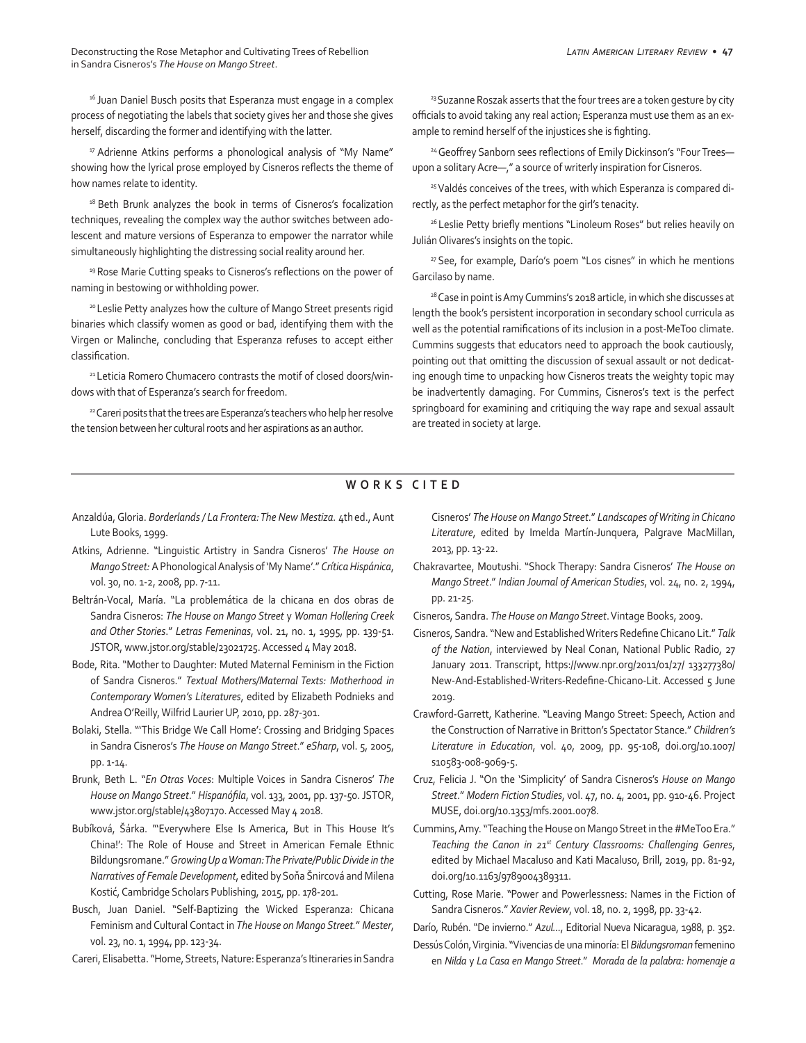[16] Juan Daniel Busch posits that Esperanza must engage in a complex process of negotiating the labels that society gives her and those she gives herself, discarding the former and identifying with the latter.

[17] Adrienne Atkins performs a phonological analysis of "My Name" showing how the lyrical prose employed by Cisneros reflects the theme of how names relate to identity.

[18] Beth Brunk analyzes the book in terms of Cisneros's focalization techniques, revealing the complex way the author switches between adolescent and mature versions of Esperanza to empower the narrator while simultaneously highlighting the distressing social reality around her.

[19] Rose Marie Cutting speaks to Cisneros's reflections on the power of naming in bestowing or withholding power.

[20] Leslie Petty analyzes how the culture of Mango Street presents rigid binaries which classify women as good or bad, identifying them with the Virgen or Malinche, concluding that Esperanza refuses to accept either classification.

[21] Leticia Romero Chumacero contrasts the motif of closed doors/windows with that of Esperanza's search for freedom.

[22] Careri posits that the trees are Esperanza's teachers who help her resolve the tension between her cultural roots and her aspirations as an author.

[23] Suzanne Roszak asserts that the four trees are a token gesture by city officials to avoid taking any real action; Esperanza must use them as an example to remind herself of the injustices she is fighting.

[24] Geoffrey Sanborn sees reflections of Emily Dickinson's "Four Trees—upon a solitary Acre—," a source of writerly inspiration for Cisneros.

[25] Valdés conceives of the trees, with which Esperanza is compared directly, as the perfect metaphor for the girl's tenacity.

[26] Leslie Petty briefly mentions "Linoleum Roses" but relies heavily on Julián Olivares's insights on the topic.

[27] See, for example, Darío's poem "Los cisnes" in which he mentions Garcilaso by name.

[28] Case in point is Amy Cummins's 2018 article, in which she discusses at length the book's persistent incorporation in secondary school curricula as well as the potential ramifications of its inclusion in a post-MeToo climate. Cummins suggests that educators need to approach the book cautiously, pointing out that omitting the discussion of sexual assault or not dedicating enough time to unpacking how Cisneros treats the weighty topic may be inadvertently damaging. For Cummins, Cisneros's text is the perfect springboard for examining and critiquing the way rape and sexual assault are treated in society at large.

## WORKS CITED

Anzaldúa, Gloria. *Borderlands / La Frontera: The New Mestiza.* 4th ed., Aunt Lute Books, 1999.

Atkins, Adrienne. "Linguistic Artistry in Sandra Cisneros' *The House on Mango Street:* A Phonological Analysis of 'My Name'." *Crítica Hispánica*, vol. 30, no. 1-2, 2008, pp. 7-11.

Beltrán-Vocal, María. "La problemática de la chicana en dos obras de Sandra Cisneros: *The House on Mango Street* y *Woman Hollering Creek and Other Stories*." *Letras Femeninas*, vol. 21, no. 1, 1995, pp. 139-51. JSTOR, www.jstor.org/stable/23021725. Accessed 4 May 2018.

Bode, Rita. "Mother to Daughter: Muted Maternal Feminism in the Fiction of Sandra Cisneros." *Textual Mothers/Maternal Texts: Motherhood in Contemporary Women's Literatures*, edited by Elizabeth Podnieks and Andrea O'Reilly, Wilfrid Laurier UP, 2010, pp. 287-301.

Bolaki, Stella. "'This Bridge We Call Home': Crossing and Bridging Spaces in Sandra Cisneros's *The House on Mango Street*." *eSharp*, vol. 5, 2005, pp. 1-14.

Brunk, Beth L. "*En Otras Voces*: Multiple Voices in Sandra Cisneros' *The House on Mango Street*." *Hispanófila*, vol. 133, 2001, pp. 137-50. JSTOR, www.jstor.org/stable/43807170. Accessed May 4 2018.

Bubíková, Šárka. "'Everywhere Else Is America, But in This House It's China!': The Role of House and Street in American Female Ethnic Bildungsromane." *Growing Up a Woman: The Private/Public Divide in the Narratives of Female Development*, edited by Soňa Šnircová and Milena Kostić, Cambridge Scholars Publishing, 2015, pp. 178-201.

Busch, Juan Daniel. "Self-Baptizing the Wicked Esperanza: Chicana Feminism and Cultural Contact in *The House on Mango Street.*" *Mester*, vol. 23, no. 1, 1994, pp. 123-34.

Careri, Elisabetta. "Home, Streets, Nature: Esperanza's Itineraries in Sandra Cisneros' *The House on Mango Street*." *Landscapes of Writing in Chicano Literature*, edited by Imelda Martín-Junquera, Palgrave MacMillan, 2013, pp. 13-22.

Chakravartee, Moutushi. "Shock Therapy: Sandra Cisneros' *The House on Mango Street*." *Indian Journal of American Studies*, vol. 24, no. 2, 1994, pp. 21-25.

Cisneros, Sandra. *The House on Mango Street*. Vintage Books, 2009.

Cisneros, Sandra. "New and Established Writers Redefine Chicano Lit." *Talk of the Nation*, interviewed by Neal Conan, National Public Radio, 27 January 2011. Transcript, https://www.npr.org/2011/01/27/ 133277380/New-And-Established-Writers-Redefine-Chicano-Lit. Accessed 5 June 2019.

Crawford-Garrett, Katherine. "Leaving Mango Street: Speech, Action and the Construction of Narrative in Britton's Spectator Stance." *Children's Literature in Education*, vol. 40, 2009, pp. 95-108, doi.org/10.1007/s10583-008-9069-5.

Cruz, Felicia J. "On the 'Simplicity' of Sandra Cisneros's *House on Mango Street*." *Modern Fiction Studies*, vol. 47, no. 4, 2001, pp. 910-46. Project MUSE, doi.org/10.1353/mfs.2001.0078.

Cummins, Amy. "Teaching the House on Mango Street in the #MeToo Era." *Teaching the Canon in 21st Century Classrooms: Challenging Genres*, edited by Michael Macaluso and Kati Macaluso, Brill, 2019, pp. 81-92, doi.org/10.1163/9789004389311.

Cutting, Rose Marie. "Power and Powerlessness: Names in the Fiction of Sandra Cisneros." *Xavier Review*, vol. 18, no. 2, 1998, pp. 33-42.

Darío, Rubén. "De invierno." *Azul...*, Editorial Nueva Nicaragua, 1988, p. 352.

Dessús Colón, Virginia. "Vivencias de una minoría: El *Bildungsroman* femenino en *Nilda* y *La Casa en Mango Street*." *Morada de la palabra: homenaje a*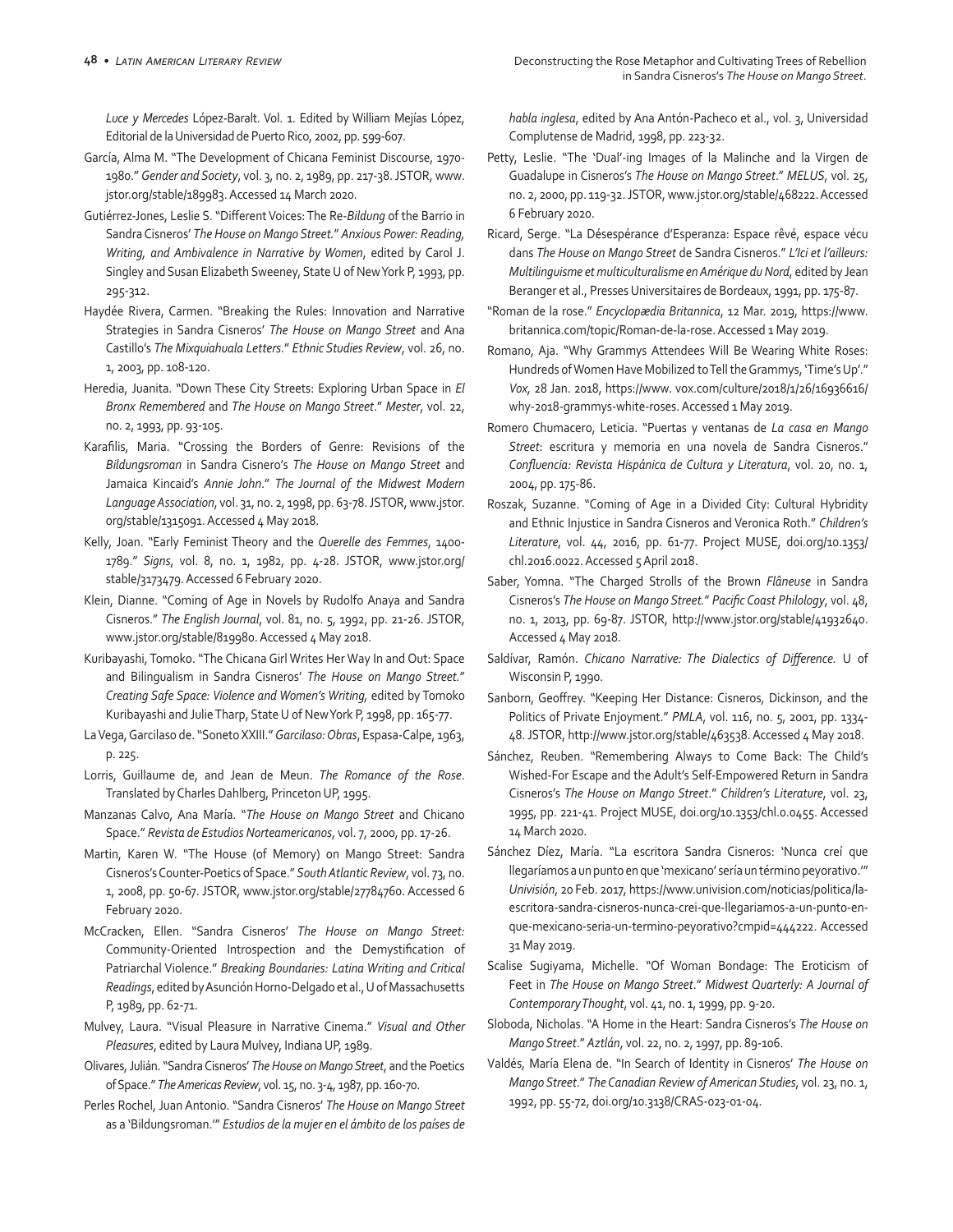*Luce y Mercedes* López-Baralt. Vol. 1. Edited by William Mejías López, Editorial de la Universidad de Puerto Rico, 2002, pp. 599-607.

García, Alma M. "The Development of Chicana Feminist Discourse, 1970-1980." *Gender and Society*, vol. 3, no. 2, 1989, pp. 217-38. JSTOR, www.jstor.org/stable/189983. Accessed 14 March 2020.

Gutiérrez-Jones, Leslie S. "Different Voices: The Re-*Bildung* of the Barrio in Sandra Cisneros' *The House on Mango Street.*" *Anxious Power: Reading, Writing, and Ambivalence in Narrative by Women*, edited by Carol J. Singley and Susan Elizabeth Sweeney, State U of New York P, 1993, pp. 295-312.

Haydée Rivera, Carmen. "Breaking the Rules: Innovation and Narrative Strategies in Sandra Cisneros' *The House on Mango Street* and Ana Castillo's *The Mixquiahuala Letters*." *Ethnic Studies Review*, vol. 26, no. 1, 2003, pp. 108-120.

Heredia, Juanita. "Down These City Streets: Exploring Urban Space in *El Bronx Remembered* and *The House on Mango Street*." *Mester*, vol. 22, no. 2, 1993, pp. 93-105.

Karafilis, Maria. "Crossing the Borders of Genre: Revisions of the *Bildungsroman* in Sandra Cisnero's *The House on Mango Street* and Jamaica Kincaid's *Annie John*." *The Journal of the Midwest Modern Language Association*, vol. 31, no. 2, 1998, pp. 63-78. JSTOR, www.jstor.org/stable/1315091. Accessed 4 May 2018.

Kelly, Joan. "Early Feminist Theory and the *Querelle des Femmes*, 1400-1789." *Signs*, vol. 8, no. 1, 1982, pp. 4-28. JSTOR, www.jstor.org/stable/3173479. Accessed 6 February 2020.

Klein, Dianne. "Coming of Age in Novels by Rudolfo Anaya and Sandra Cisneros." *The English Journal*, vol. 81, no. 5, 1992, pp. 21-26. JSTOR, www.jstor.org/stable/819980. Accessed 4 May 2018.

Kuribayashi, Tomoko. "The Chicana Girl Writes Her Way In and Out: Space and Bilingualism in Sandra Cisneros' *The House on Mango Street.*" *Creating Safe Space: Violence and Women's Writing,* edited by Tomoko Kuribayashi and Julie Tharp, State U of New York P, 1998, pp. 165-77.

La Vega, Garcilaso de. "Soneto XXIII." *Garcilaso: Obras*, Espasa-Calpe, 1963, p. 225.

Lorris, Guillaume de, and Jean de Meun. *The Romance of the Rose*. Translated by Charles Dahlberg, Princeton UP, 1995.

Manzanas Calvo, Ana María. "*The House on Mango Street* and Chicano Space." *Revista de Estudios Norteamericanos*, vol. 7, 2000, pp. 17-26.

Martin, Karen W. "The House (of Memory) on Mango Street: Sandra Cisneros's Counter-Poetics of Space." *South Atlantic Review*, vol. 73, no. 1, 2008, pp. 50-67. JSTOR, www.jstor.org/stable/27784760. Accessed 6 February 2020.

McCracken, Ellen. "Sandra Cisneros' *The House on Mango Street:* Community-Oriented Introspection and the Demystification of Patriarchal Violence." *Breaking Boundaries: Latina Writing and Critical Readings*, edited by Asunción Horno-Delgado et al., U of Massachusetts P, 1989, pp. 62-71.

Mulvey, Laura. "Visual Pleasure in Narrative Cinema." *Visual and Other Pleasures*, edited by Laura Mulvey, Indiana UP, 1989.

Olivares, Julián. "Sandra Cisneros' *The House on Mango Street*, and the Poetics of Space." *The Americas Review*, vol. 15, no. 3-4, 1987, pp. 160-70.

Perles Rochel, Juan Antonio. "Sandra Cisneros' *The House on Mango Street* as a 'Bildungsroman.'" *Estudios de la mujer en el ámbito de los países de habla inglesa*, edited by Ana Antón-Pacheco et al., vol. 3, Universidad Complutense de Madrid, 1998, pp. 223-32.

Petty, Leslie. "The 'Dual'-ing Images of la Malinche and la Virgen de Guadalupe in Cisneros's *The House on Mango Street*." *MELUS*, vol. 25, no. 2, 2000, pp. 119-32. JSTOR, www.jstor.org/stable/468222. Accessed 6 February 2020.

Ricard, Serge. "La Désespérance d'Esperanza: Espace rêvé, espace vécu dans *The House on Mango Street* de Sandra Cisneros." *L'Ici et l'ailleurs: Multilinguisme et multiculturalisme en Amérique du Nord*, edited by Jean Beranger et al., Presses Universitaires de Bordeaux, 1991, pp. 175-87.

"Roman de la rose." *Encyclopædia Britannica*, 12 Mar. 2019, https://www.britannica.com/topic/Roman-de-la-rose. Accessed 1 May 2019.

Romano, Aja. "Why Grammys Attendees Will Be Wearing White Roses: Hundreds of Women Have Mobilized to Tell the Grammys, 'Time's Up'." *Vox,* 28 Jan. 2018, https://www.vox.com/culture/2018/1/26/16936616/why-2018-grammys-white-roses. Accessed 1 May 2019.

Romero Chumacero, Leticia. "Puertas y ventanas de *La casa en Mango Street*: escritura y memoria en una novela de Sandra Cisneros." *Confluencia: Revista Hispánica de Cultura y Literatura*, vol. 20, no. 1, 2004, pp. 175-86.

Roszak, Suzanne. "Coming of Age in a Divided City: Cultural Hybridity and Ethnic Injustice in Sandra Cisneros and Veronica Roth." *Children's Literature*, vol. 44, 2016, pp. 61-77. Project MUSE, doi.org/10.1353/chl.2016.0022. Accessed 5 April 2018.

Saber, Yomna. "The Charged Strolls of the Brown *Flâneuse* in Sandra Cisneros's *The House on Mango Street.*" *Pacific Coast Philology*, vol. 48, no. 1, 2013, pp. 69-87. JSTOR, http://www.jstor.org/stable/41932640. Accessed 4 May 2018.

Saldívar, Ramón. *Chicano Narrative: The Dialectics of Difference.* U of Wisconsin P, 1990.

Sanborn, Geoffrey. "Keeping Her Distance: Cisneros, Dickinson, and the Politics of Private Enjoyment." *PMLA*, vol. 116, no. 5, 2001, pp. 1334-48. JSTOR, http://www.jstor.org/stable/463538. Accessed 4 May 2018.

Sánchez, Reuben. "Remembering Always to Come Back: The Child's Wished-For Escape and the Adult's Self-Empowered Return in Sandra Cisneros's *The House on Mango Street*." *Children's Literature*, vol. 23, 1995, pp. 221-41. Project MUSE, doi.org/10.1353/chl.0.0455. Accessed 14 March 2020.

Sánchez Díez, María. "La escritora Sandra Cisneros: 'Nunca creí que llegaríamos a un punto en que 'mexicano' sería un término peyorativo.'" *Univisión*, 20 Feb. 2017, https://www.univision.com/noticias/politica/la-escritora-sandra-cisneros-nunca-crei-que-llegariamos-a-un-punto-en-que-mexicano-seria-un-termino-peyorativo?cmpid=444222. Accessed 31 May 2019.

Scalise Sugiyama, Michelle. "Of Woman Bondage: The Eroticism of Feet in *The House on Mango Street*." *Midwest Quarterly: A Journal of Contemporary Thought*, vol. 41, no. 1, 1999, pp. 9-20.

Sloboda, Nicholas. "A Home in the Heart: Sandra Cisneros's *The House on Mango Street*." *Aztlán*, vol. 22, no. 2, 1997, pp. 89-106.

Valdés, María Elena de. "In Search of Identity in Cisneros' *The House on Mango Street*." *The Canadian Review of American Studies*, vol. 23, no. 1, 1992, pp. 55-72, doi.org/10.3138/CRAS-023-01-04.